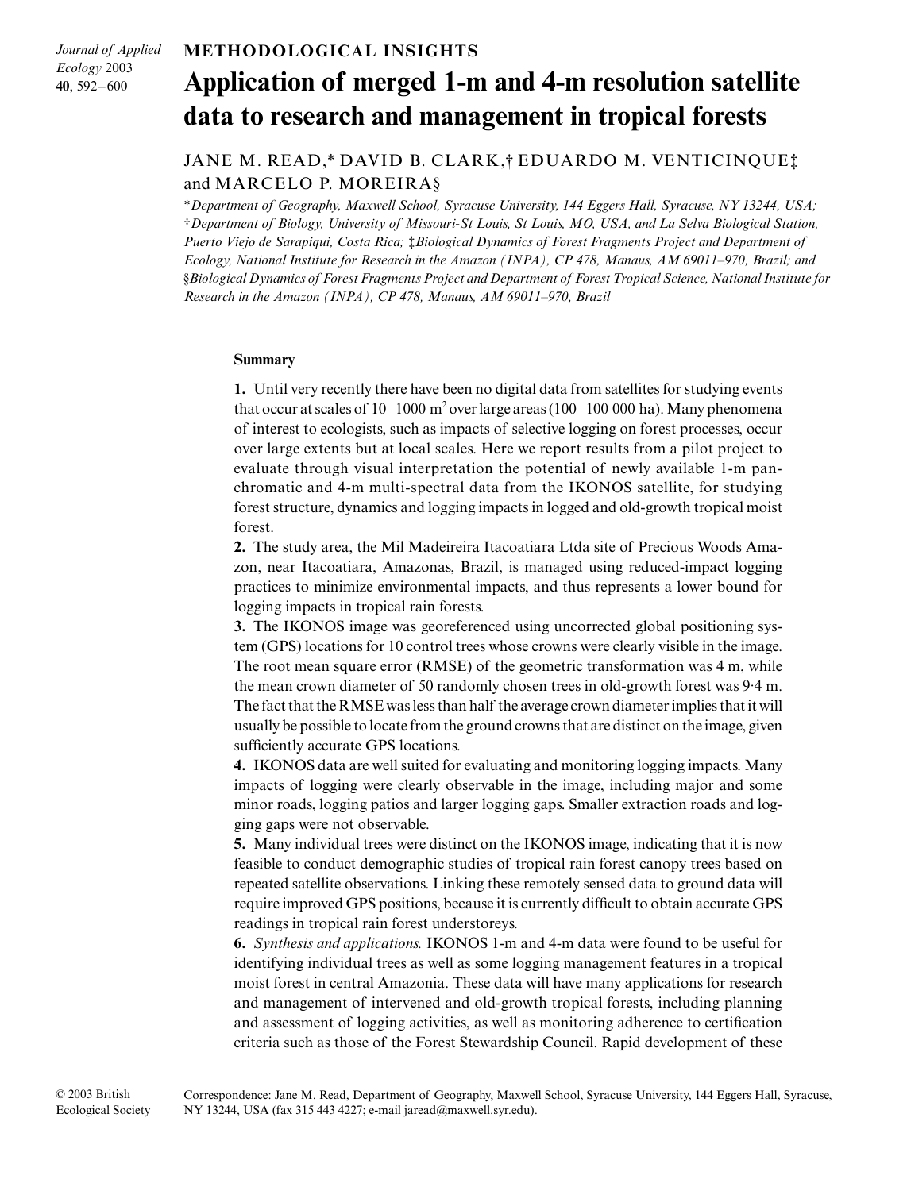METHODOLOGICAL INSIGHTS

# Application of merged 1-m and 4-m resolution satellite data to research and management in tropical forests

JANE M. READ,* DAVID B. CLARK,† EDUARDO M. VENTICINQUE‡ and MARCELO P. MOREIRA§

*Department of Geography, Maxwell School, Syracuse University, 144 Eggers Hall, Syracuse, NY 13244, USA; †Department of Biology, University of Missouri-St Louis, St Louis, MO, USA, and La Selva Biological Station, Puerto Viejo de Sarapiqui, Costa Rica; ‡Biological Dynamics of Forest Fragments Project and Department of Ecology, National Institute for Research in the Amazon (INPA), CP 478, Manaus, AM 69011–970, Brazil; and §Biological Dynamics of Forest Fragments Project and Department of Forest Tropical Science, National Institute for Research in the Amazon (INPA), CP 478, Manaus, AM 69011–970, Brazil*

## Summary

**1.** Until very recently there have been no digital data from satellites for studying events that occur at scales of 10–1000 $m^2$ over large areas (100–100 000 ha). Many phenomena of interest to ecologists, such as impacts of selective logging on forest processes, occur over large extents but at local scales. Here we report results from a pilot project to evaluate through visual interpretation the potential of newly available 1-m panchromatic and 4-m multi-spectral data from the IKONOS satellite, for studying forest structure, dynamics and logging impacts in logged and old-growth tropical moist forest.

**2.** The study area, the Mil Madeireira Itacoatiara Ltda site of Precious Woods Amazon, near Itacoatiara, Amazonas, Brazil, is managed using reduced-impact logging practices to minimize environmental impacts, and thus represents a lower bound for logging impacts in tropical rain forests.

**3.** The IKONOS image was georeferenced using uncorrected global positioning system (GPS) locations for 10 control trees whose crowns were clearly visible in the image. The root mean square error (RMSE) of the geometric transformation was 4 m, while the mean crown diameter of 50 randomly chosen trees in old-growth forest was 9·4 m. The fact that the RMSE was less than half the average crown diameter implies that it will usually be possible to locate from the ground crowns that are distinct on the image, given sufficiently accurate GPS locations.

**4.** IKONOS data are well suited for evaluating and monitoring logging impacts. Many impacts of logging were clearly observable in the image, including major and some minor roads, logging patios and larger logging gaps. Smaller extraction roads and logging gaps were not observable.

**5.** Many individual trees were distinct on the IKONOS image, indicating that it is now feasible to conduct demographic studies of tropical rain forest canopy trees based on repeated satellite observations. Linking these remotely sensed data to ground data will require improved GPS positions, because it is currently difficult to obtain accurate GPS readings in tropical rain forest understoreys.

**6.** *Synthesis and applications.* IKONOS 1-m and 4-m data were found to be useful for identifying individual trees as well as some logging management features in a tropical moist forest in central Amazonia. These data will have many applications for research and management of intervened and old-growth tropical forests, including planning and assessment of logging activities, as well as monitoring adherence to certification criteria such as those of the Forest Stewardship Council. Rapid development of these

© 2003 British Ecological Society

Correspondence: Jane M. Read, Department of Geography, Maxwell School, Syracuse University, 144 Eggers Hall, Syracuse, NY 13244, USA (fax 315 443 4227; e-mail jaread@maxwell.syr.edu).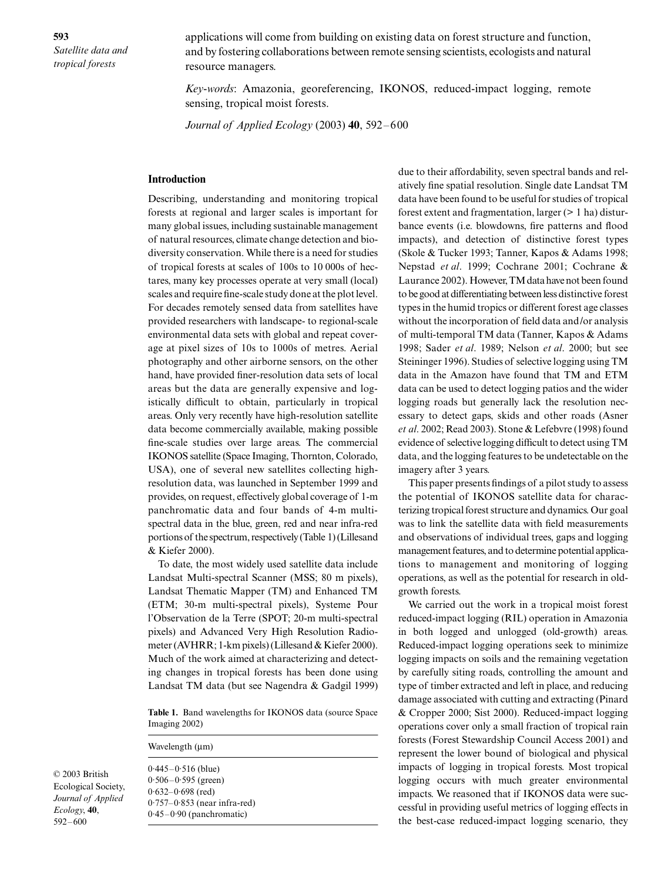applications will come from building on existing data on forest structure and function, and by fostering collaborations between remote sensing scientists, ecologists and natural resource managers.

*Key-words*: Amazonia, georeferencing, IKONOS, reduced-impact logging, remote sensing, tropical moist forests.

*Journal of Applied Ecology* (2003) **40**, 592–600

## Introduction

Describing, understanding and monitoring tropical forests at regional and larger scales is important for many global issues, including sustainable management of natural resources, climate change detection and biodiversity conservation. While there is a need for studies of tropical forests at scales of 100s to 10 000s of hectares, many key processes operate at very small (local) scales and require fine-scale study done at the plot level. For decades remotely sensed data from satellites have provided researchers with landscape- to regional-scale environmental data sets with global and repeat coverage at pixel sizes of 10s to 1000s of metres. Aerial photography and other airborne sensors, on the other hand, have provided finer-resolution data sets of local areas but the data are generally expensive and logistically difficult to obtain, particularly in tropical areas. Only very recently have high-resolution satellite data become commercially available, making possible fine-scale studies over large areas. The commercial IKONOS satellite (Space Imaging, Thornton, Colorado, USA), one of several new satellites collecting high-resolution data, was launched in September 1999 and provides, on request, effectively global coverage of 1-m panchromatic data and four bands of 4-m multispectral data in the blue, green, red and near infra-red portions of the spectrum, respectively (Table 1) (Lillesand & Kiefer 2000).

To date, the most widely used satellite data include Landsat Multi-spectral Scanner (MSS; 80 m pixels), Landsat Thematic Mapper (TM) and Enhanced TM (ETM; 30-m multi-spectral pixels), Systeme Pour l'Observation de la Terre (SPOT; 20-m multi-spectral pixels) and Advanced Very High Resolution Radiometer (AVHRR; 1-km pixels) (Lillesand & Kiefer 2000). Much of the work aimed at characterizing and detecting changes in tropical forests has been done using Landsat TM data (but see Nagendra & Gadgil 1999)

**Table 1.** Band wavelengths for IKONOS data (source Space Imaging 2002)

| Wavelength (μm) |
|---|
| 0·445–0·516 (blue) |
| 0·506–0·595 (green) |
| 0·632–0·698 (red) |
| 0·757–0·853 (near infra-red) |
| 0·45–0·90 (panchromatic) |

due to their affordability, seven spectral bands and relatively fine spatial resolution. Single date Landsat TM data have been found to be useful for studies of tropical forest extent and fragmentation, larger (> 1 ha) disturbance events (i.e. blowdowns, fire patterns and flood impacts), and detection of distinctive forest types (Skole & Tucker 1993; Tanner, Kapos & Adams 1998; Nepstad *et al*. 1999; Cochrane 2001; Cochrane & Laurance 2002). However, TM data have not been found to be good at differentiating between less distinctive forest types in the humid tropics or different forest age classes without the incorporation of field data and/or analysis of multi-temporal TM data (Tanner, Kapos & Adams 1998; Sader *et al*. 1989; Nelson *et al*. 2000; but see Steininger 1996). Studies of selective logging using TM data in the Amazon have found that TM and ETM data can be used to detect logging patios and the wider logging roads but generally lack the resolution necessary to detect gaps, skids and other roads (Asner *et al*. 2002; Read 2003). Stone & Lefebvre (1998) found evidence of selective logging difficult to detect using TM data, and the logging features to be undetectable on the imagery after 3 years.

This paper presents findings of a pilot study to assess the potential of IKONOS satellite data for characterizing tropical forest structure and dynamics. Our goal was to link the satellite data with field measurements and observations of individual trees, gaps and logging management features, and to determine potential applications to management and monitoring of logging operations, as well as the potential for research in old-growth forests.

We carried out the work in a tropical moist forest reduced-impact logging (RIL) operation in Amazonia in both logged and unlogged (old-growth) areas. Reduced-impact logging operations seek to minimize logging impacts on soils and the remaining vegetation by carefully siting roads, controlling the amount and type of timber extracted and left in place, and reducing damage associated with cutting and extracting (Pinard & Cropper 2000; Sist 2000). Reduced-impact logging operations cover only a small fraction of tropical rain forests (Forest Stewardship Council Access 2001) and represent the lower bound of biological and physical impacts of logging in tropical forests. Most tropical logging occurs with much greater environmental impacts. We reasoned that if IKONOS data were successful in providing useful metrics of logging effects in the best-case reduced-impact logging scenario, they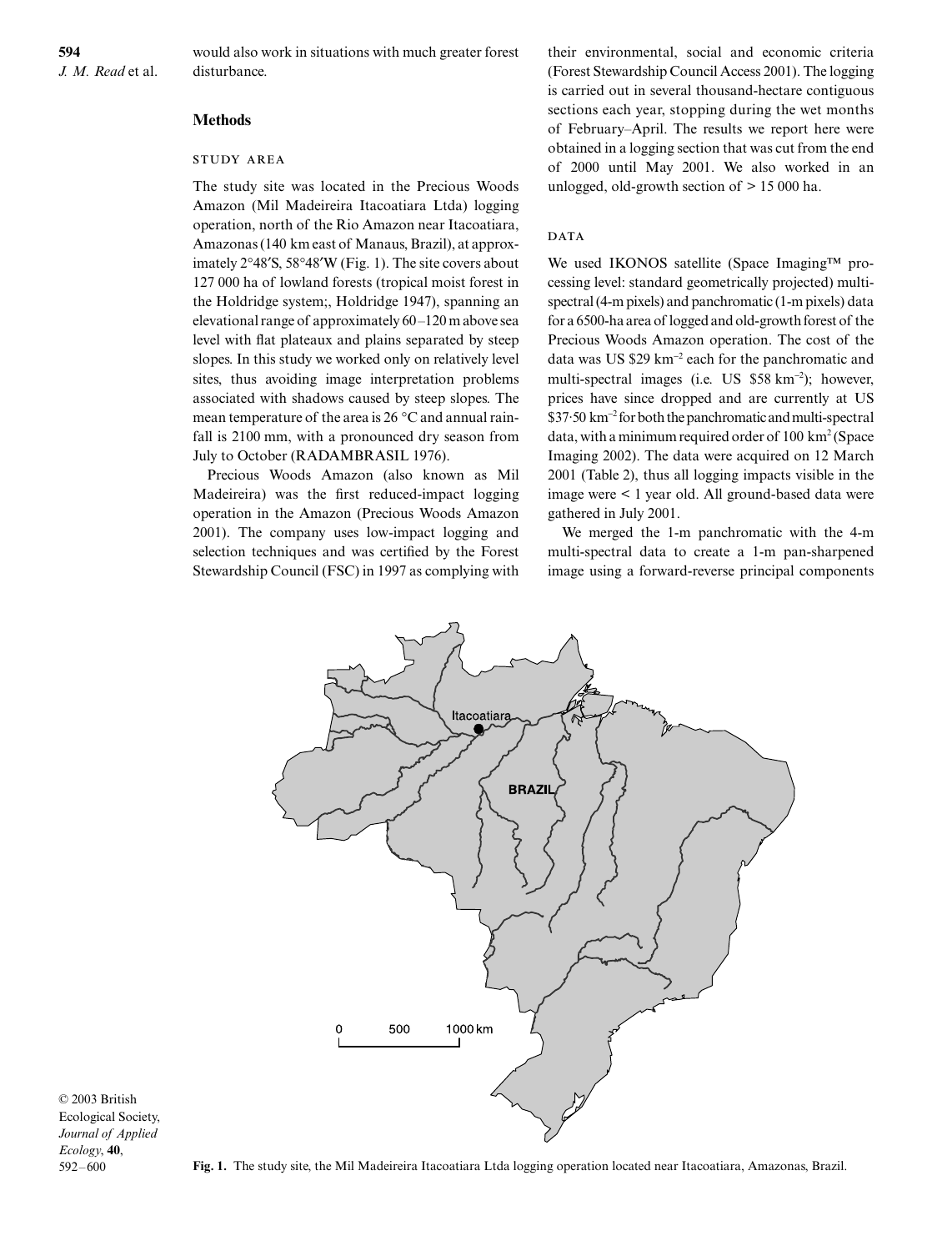would also work in situations with much greater forest disturbance.

## Methods

### STUDY AREA

The study site was located in the Precious Woods Amazon (Mil Madeireira Itacoatiara Ltda) logging operation, north of the Rio Amazon near Itacoatiara, Amazonas (140 km east of Manaus, Brazil), at approximately 2°48′S, 58°48′W (Fig. 1). The site covers about 127 000 ha of lowland forests (tropical moist forest in the Holdridge system;, Holdridge 1947), spanning an elevational range of approximately 60–120 m above sea level with flat plateaux and plains separated by steep slopes. In this study we worked only on relatively level sites, thus avoiding image interpretation problems associated with shadows caused by steep slopes. The mean temperature of the area is 26 °C and annual rainfall is 2100 mm, with a pronounced dry season from July to October (RADAMBRASIL 1976).

Precious Woods Amazon (also known as Mil Madeireira) was the first reduced-impact logging operation in the Amazon (Precious Woods Amazon 2001). The company uses low-impact logging and selection techniques and was certified by the Forest Stewardship Council (FSC) in 1997 as complying with their environmental, social and economic criteria (Forest Stewardship Council Access 2001). The logging is carried out in several thousand-hectare contiguous sections each year, stopping during the wet months of February–April. The results we report here were obtained in a logging section that was cut from the end of 2000 until May 2001. We also worked in an unlogged, old-growth section of > 15 000 ha.

### DATA

We used IKONOS satellite (Space Imaging™ processing level: standard geometrically projected) multi-spectral (4-m pixels) and panchromatic (1-m pixels) data for a 6500-ha area of logged and old-growth forest of the Precious Woods Amazon operation. The cost of the data was US \$29 km$^{-2}$ each for the panchromatic and multi-spectral images (i.e. US \$58 km$^{-2}$); however, prices have since dropped and are currently at US \$37·50 km$^{-2}$ for both the panchromatic and multi-spectral data, with a minimum required order of 100 km$^2$ (Space Imaging 2002). The data were acquired on 12 March 2001 (Table 2), thus all logging impacts visible in the image were < 1 year old. All ground-based data were gathered in July 2001.

We merged the 1-m panchromatic with the 4-m multi-spectral data to create a 1-m pan-sharpened image using a forward-reverse principal components

**Fig. 1.** The study site, the Mil Madeireira Itacoatiara Ltda logging operation located near Itacoatiara, Amazonas, Brazil.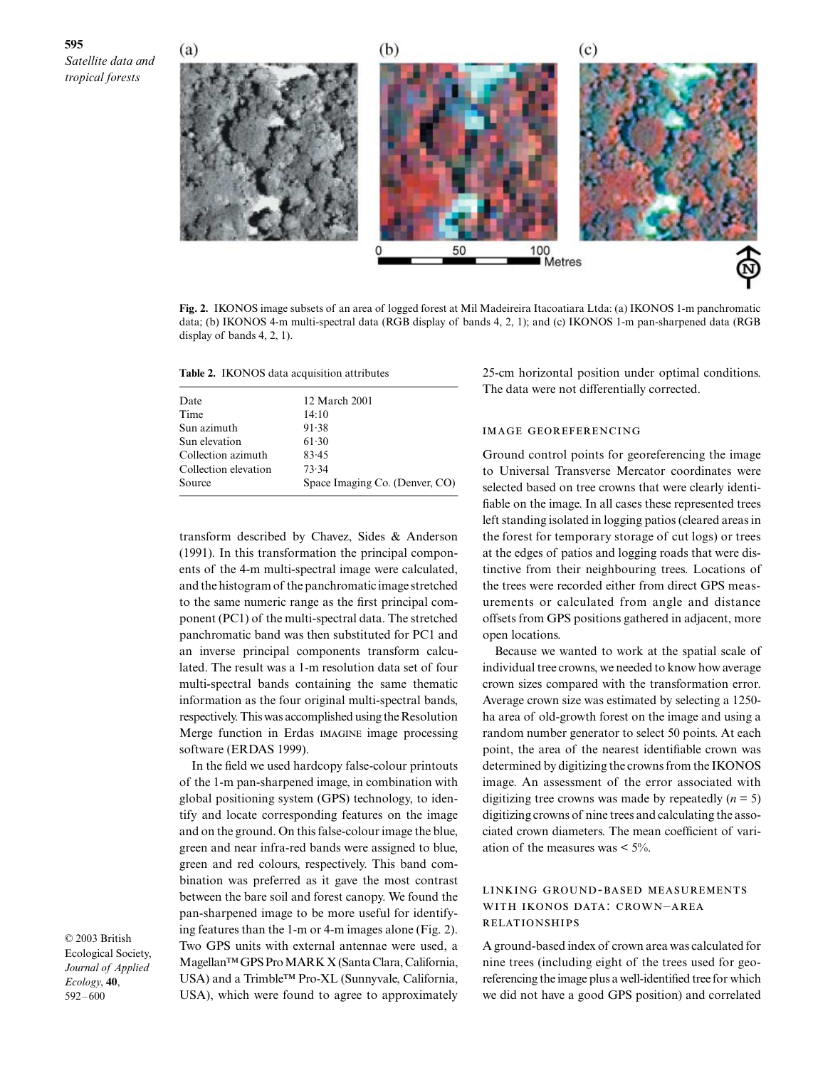**Fig. 2.** IKONOS image subsets of an area of logged forest at Mil Madeireira Itacoatiara Ltda: (a) IKONOS 1-m panchromatic data; (b) IKONOS 4-m multi-spectral data (RGB display of bands 4, 2, 1); and (c) IKONOS 1-m pan-sharpened data (RGB display of bands 4, 2, 1).

**Table 2.** IKONOS data acquisition attributes

| | |
|---|---|
| Date | 12 March 2001 |
| Time | 14:10 |
| Sun azimuth | 91·38 |
| Sun elevation | 61·30 |
| Collection azimuth | 83·45 |
| Collection elevation | 73·34 |
| Source | Space Imaging Co. (Denver, CO) |

transform described by Chavez, Sides & Anderson (1991). In this transformation the principal components of the 4-m multi-spectral image were calculated, and the histogram of the panchromatic image stretched to the same numeric range as the first principal component (PC1) of the multi-spectral data. The stretched panchromatic band was then substituted for PC1 and an inverse principal components transform calculated. The result was a 1-m resolution data set of four multi-spectral bands containing the same thematic information as the four original multi-spectral bands, respectively. This was accomplished using the Resolution Merge function in Erdas IMAGINE image processing software (ERDAS 1999).

In the field we used hardcopy false-colour printouts of the 1-m pan-sharpened image, in combination with global positioning system (GPS) technology, to identify and locate corresponding features on the image and on the ground. On this false-colour image the blue, green and near infra-red bands were assigned to blue, green and red colours, respectively. This band combination was preferred as it gave the most contrast between the bare soil and forest canopy. We found the pan-sharpened image to be more useful for identifying features than the 1-m or 4-m images alone (Fig. 2). Two GPS units with external antennae were used, a Magellan™ GPS Pro MARK X (Santa Clara, California, USA) and a Trimble™ Pro-XL (Sunnyvale, California, USA), which were found to agree to approximately 25-cm horizontal position under optimal conditions. The data were not differentially corrected.

## Image georeferencing

Ground control points for georeferencing the image to Universal Transverse Mercator coordinates were selected based on tree crowns that were clearly identifiable on the image. In all cases these represented trees left standing isolated in logging patios (cleared areas in the forest for temporary storage of cut logs) or trees at the edges of patios and logging roads that were distinctive from their neighbouring trees. Locations of the trees were recorded either from direct GPS measurements or calculated from angle and distance offsets from GPS positions gathered in adjacent, more open locations.

Because we wanted to work at the spatial scale of individual tree crowns, we needed to know how average crown sizes compared with the transformation error. Average crown size was estimated by selecting a 1250-ha area of old-growth forest on the image and using a random number generator to select 50 points. At each point, the area of the nearest identifiable crown was determined by digitizing the crowns from the IKONOS image. An assessment of the error associated with digitizing tree crowns was made by repeatedly ($n = 5$) digitizing crowns of nine trees and calculating the associated crown diameters. The mean coefficient of variation of the measures was < 5%.

## Linking ground-based measurements with IKONOS data: crown–area relationships

A ground-based index of crown area was calculated for nine trees (including eight of the trees used for georeferencing the image plus a well-identified tree for which we did not have a good GPS position) and correlated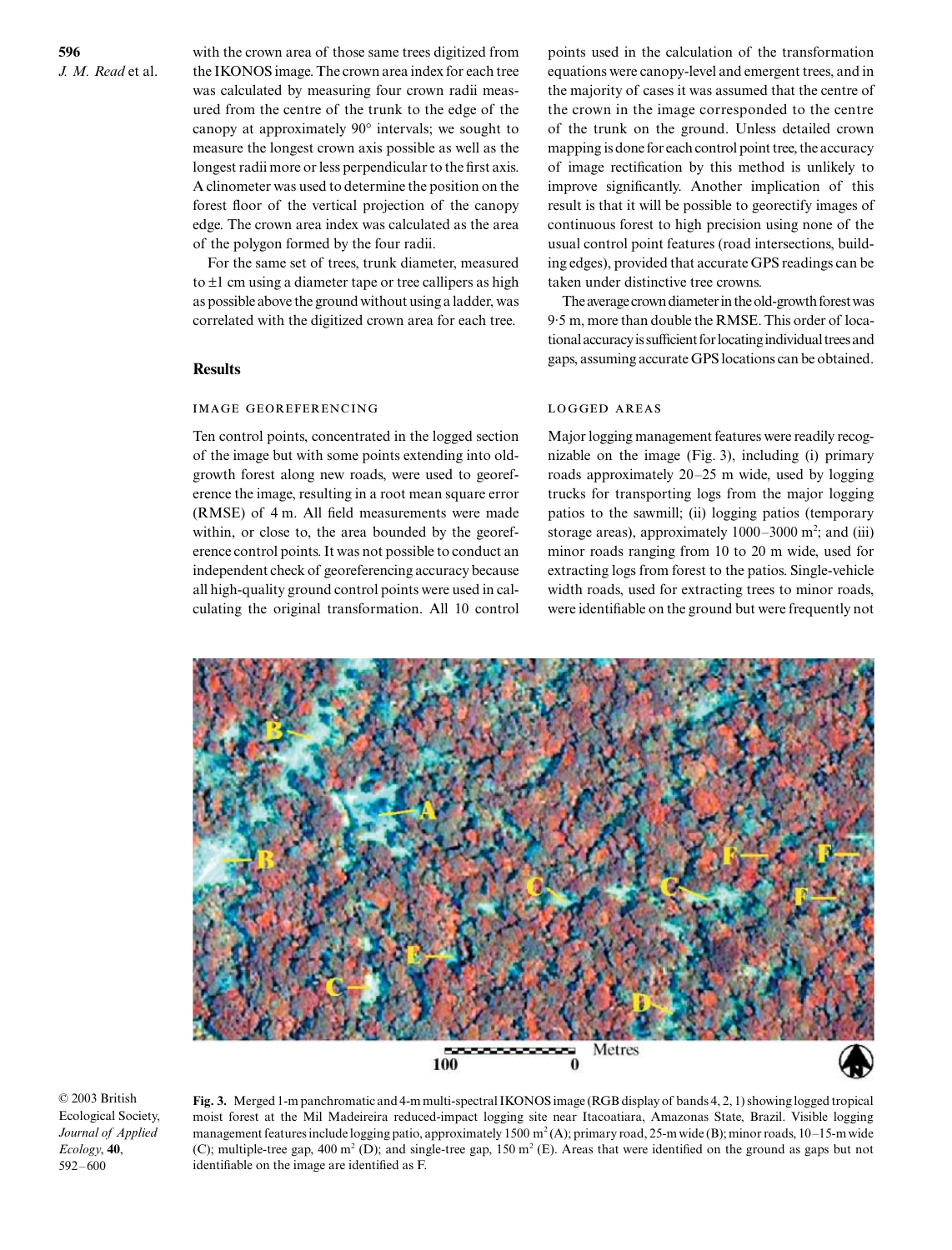with the crown area of those same trees digitized from the IKONOS image. The crown area index for each tree was calculated by measuring four crown radii measured from the centre of the trunk to the edge of the canopy at approximately 90° intervals; we sought to measure the longest crown axis possible as well as the longest radii more or less perpendicular to the first axis. A clinometer was used to determine the position on the forest floor of the vertical projection of the canopy edge. The crown area index was calculated as the area of the polygon formed by the four radii.

For the same set of trees, trunk diameter, measured to ±1 cm using a diameter tape or tree callipers as high as possible above the ground without using a ladder, was correlated with the digitized crown area for each tree.

## Results

### IMAGE GEOREFERENCING

Ten control points, concentrated in the logged section of the image but with some points extending into old-growth forest along new roads, were used to georeference the image, resulting in a root mean square error (RMSE) of 4 m. All field measurements were made within, or close to, the area bounded by the georeference control points. It was not possible to conduct an independent check of georeferencing accuracy because all high-quality ground control points were used in calculating the original transformation. All 10 control points used in the calculation of the transformation equations were canopy-level and emergent trees, and in the majority of cases it was assumed that the centre of the crown in the image corresponded to the centre of the trunk on the ground. Unless detailed crown mapping is done for each control point tree, the accuracy of image rectification by this method is unlikely to improve significantly. Another implication of this result is that it will be possible to georectify images of continuous forest to high precision using none of the usual control point features (road intersections, building edges), provided that accurate GPS readings can be taken under distinctive tree crowns.

The average crown diameter in the old-growth forest was 9·5 m, more than double the RMSE. This order of locational accuracy is sufficient for locating individual trees and gaps, assuming accurate GPS locations can be obtained.

### LOGGED AREAS

Major logging management features were readily recognizable on the image (Fig. 3), including (i) primary roads approximately 20–25 m wide, used by logging trucks for transporting logs from the major logging patios to the sawmill; (ii) logging patios (temporary storage areas), approximately 1000–3000 m$^2$; and (iii) minor roads ranging from 10 to 20 m wide, used for extracting logs from forest to the patios. Single-vehicle width roads, used for extracting trees to minor roads, were identifiable on the ground but were frequently not

**Fig. 3.** Merged 1-m panchromatic and 4-m multi-spectral IKONOS image (RGB display of bands 4, 2, 1) showing logged tropical moist forest at the Mil Madeireira reduced-impact logging site near Itacoatiara, Amazonas State, Brazil. Visible logging management features include logging patio, approximately 1500 m$^2$ (A); primary road, 25-m wide (B); minor roads, 10–15-m wide (C); multiple-tree gap, 400 m$^2$ (D); and single-tree gap, 150 m$^2$ (E). Areas that were identified on the ground as gaps but not identifiable on the image are identified as F.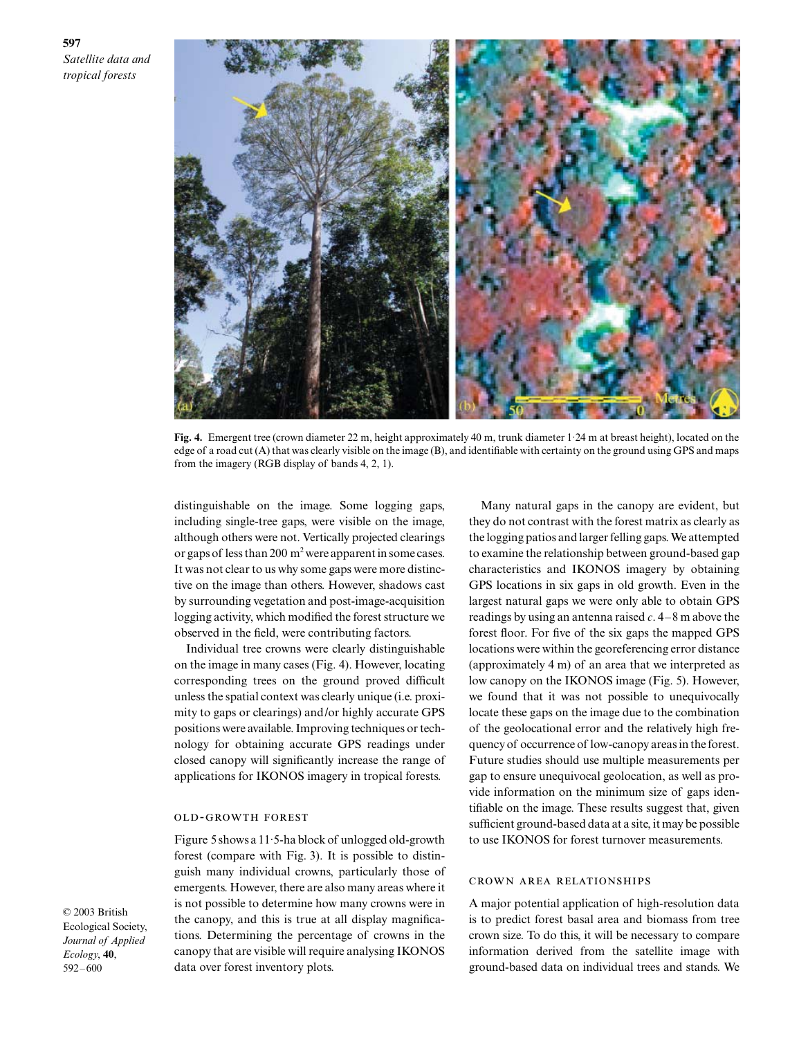Fig. 4. Emergent tree (crown diameter 22 m, height approximately 40 m, trunk diameter 1·24 m at breast height), located on the edge of a road cut (A) that was clearly visible on the image (B), and identifiable with certainty on the ground using GPS and maps from the imagery (RGB display of bands 4, 2, 1).

distinguishable on the image. Some logging gaps, including single-tree gaps, were visible on the image, although others were not. Vertically projected clearings or gaps of less than 200 m$^2$ were apparent in some cases. It was not clear to us why some gaps were more distinctive on the image than others. However, shadows cast by surrounding vegetation and post-image-acquisition logging activity, which modified the forest structure we observed in the field, were contributing factors.

Individual tree crowns were clearly distinguishable on the image in many cases (Fig. 4). However, locating corresponding trees on the ground proved difficult unless the spatial context was clearly unique (i.e. proximity to gaps or clearings) and/or highly accurate GPS positions were available. Improving techniques or technology for obtaining accurate GPS readings under closed canopy will significantly increase the range of applications for IKONOS imagery in tropical forests.

### OLD-GROWTH FOREST

Figure 5 shows a 11·5-ha block of unlogged old-growth forest (compare with Fig. 3). It is possible to distinguish many individual crowns, particularly those of emergents. However, there are also many areas where it is not possible to determine how many crowns were in the canopy, and this is true at all display magnifications. Determining the percentage of crowns in the canopy that are visible will require analysing IKONOS data over forest inventory plots.

Many natural gaps in the canopy are evident, but they do not contrast with the forest matrix as clearly as the logging patios and larger felling gaps. We attempted to examine the relationship between ground-based gap characteristics and IKONOS imagery by obtaining GPS locations in six gaps in old growth. Even in the largest natural gaps we were only able to obtain GPS readings by using an antenna raised *c*. 4–8 m above the forest floor. For five of the six gaps the mapped GPS locations were within the georeferencing error distance (approximately 4 m) of an area that we interpreted as low canopy on the IKONOS image (Fig. 5). However, we found that it was not possible to unequivocally locate these gaps on the image due to the combination of the geolocational error and the relatively high frequency of occurrence of low-canopy areas in the forest. Future studies should use multiple measurements per gap to ensure unequivocal geolocation, as well as provide information on the minimum size of gaps identifiable on the image. These results suggest that, given sufficient ground-based data at a site, it may be possible to use IKONOS for forest turnover measurements.

### CROWN AREA RELATIONSHIPS

A major potential application of high-resolution data is to predict forest basal area and biomass from tree crown size. To do this, it will be necessary to compare information derived from the satellite image with ground-based data on individual trees and stands. We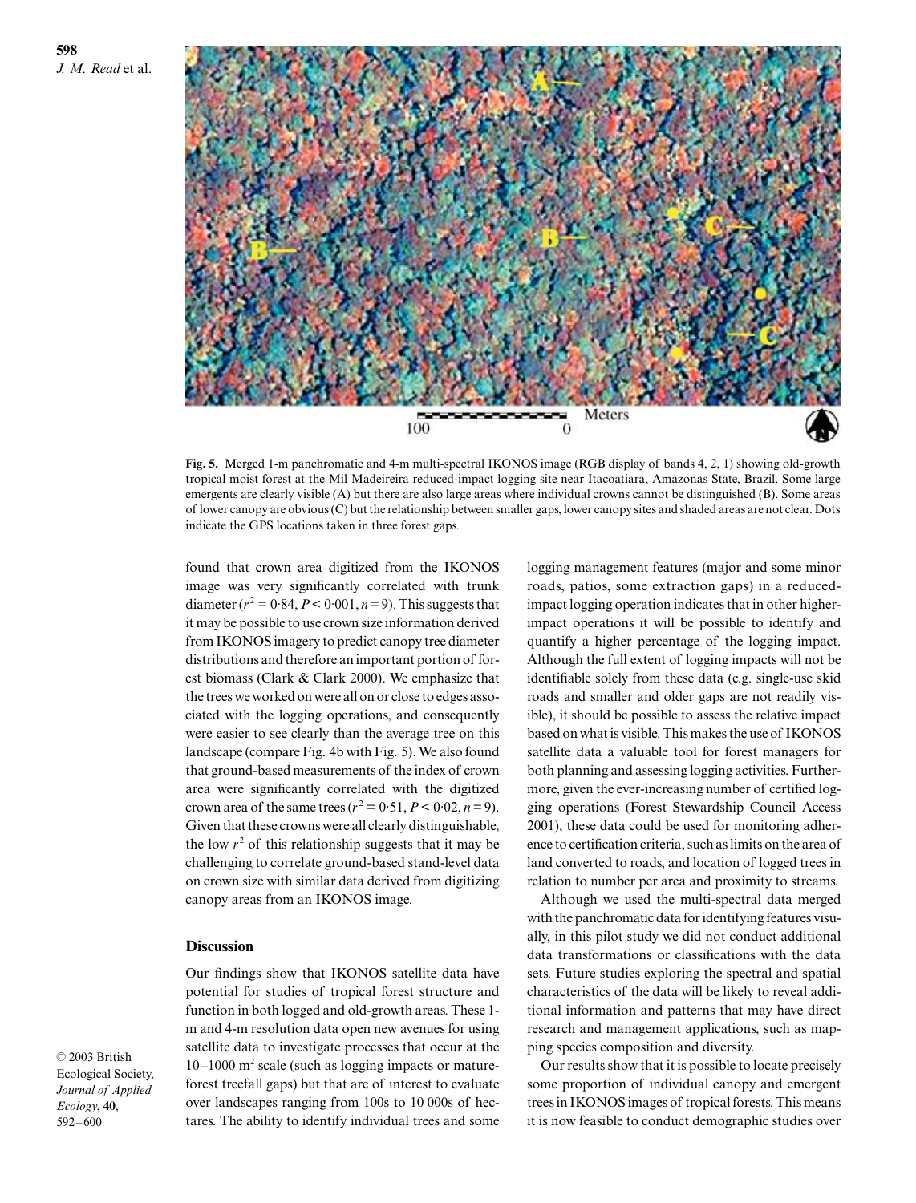**Fig. 5.** Merged 1-m panchromatic and 4-m multi-spectral IKONOS image (RGB display of bands 4, 2, 1) showing old-growth tropical moist forest at the Mil Madeireira reduced-impact logging site near Itacoatiara, Amazonas State, Brazil. Some large emergents are clearly visible (A) but there are also large areas where individual crowns cannot be distinguished (B). Some areas of lower canopy are obvious (C) but the relationship between smaller gaps, lower canopy sites and shaded areas are not clear. Dots indicate the GPS locations taken in three forest gaps.

found that crown area digitized from the IKONOS image was very significantly correlated with trunk diameter ($r^2 = 0{\cdot}84$, $P < 0{\cdot}001$, $n = 9$). This suggests that it may be possible to use crown size information derived from IKONOS imagery to predict canopy tree diameter distributions and therefore an important portion of forest biomass (Clark & Clark 2000). We emphasize that the trees we worked on were all on or close to edges associated with the logging operations, and consequently were easier to see clearly than the average tree on this landscape (compare Fig. 4b with Fig. 5). We also found that ground-based measurements of the index of crown area were significantly correlated with the digitized crown area of the same trees ($r^2 = 0{\cdot}51$, $P < 0{\cdot}02$, $n = 9$). Given that these crowns were all clearly distinguishable, the low $r^2$ of this relationship suggests that it may be challenging to correlate ground-based stand-level data on crown size with similar data derived from digitizing canopy areas from an IKONOS image.

## Discussion

Our findings show that IKONOS satellite data have potential for studies of tropical forest structure and function in both logged and old-growth areas. These 1-m and 4-m resolution data open new avenues for using satellite data to investigate processes that occur at the 10–1000 $m^2$ scale (such as logging impacts or mature-forest treefall gaps) but that are of interest to evaluate over landscapes ranging from 100s to 10 000s of hectares. The ability to identify individual trees and some logging management features (major and some minor roads, patios, some extraction gaps) in a reduced-impact logging operation indicates that in other higher-impact operations it will be possible to identify and quantify a higher percentage of the logging impact. Although the full extent of logging impacts will not be identifiable solely from these data (e.g. single-use skid roads and smaller and older gaps are not readily visible), it should be possible to assess the relative impact based on what is visible. This makes the use of IKONOS satellite data a valuable tool for forest managers for both planning and assessing logging activities. Furthermore, given the ever-increasing number of certified logging operations (Forest Stewardship Council Access 2001), these data could be used for monitoring adherence to certification criteria, such as limits on the area of land converted to roads, and location of logged trees in relation to number per area and proximity to streams.

Although we used the multi-spectral data merged with the panchromatic data for identifying features visually, in this pilot study we did not conduct additional data transformations or classifications with the data sets. Future studies exploring the spectral and spatial characteristics of the data will be likely to reveal additional information and patterns that may have direct research and management applications, such as mapping species composition and diversity.

Our results show that it is possible to locate precisely some proportion of individual canopy and emergent trees in IKONOS images of tropical forests. This means it is now feasible to conduct demographic studies over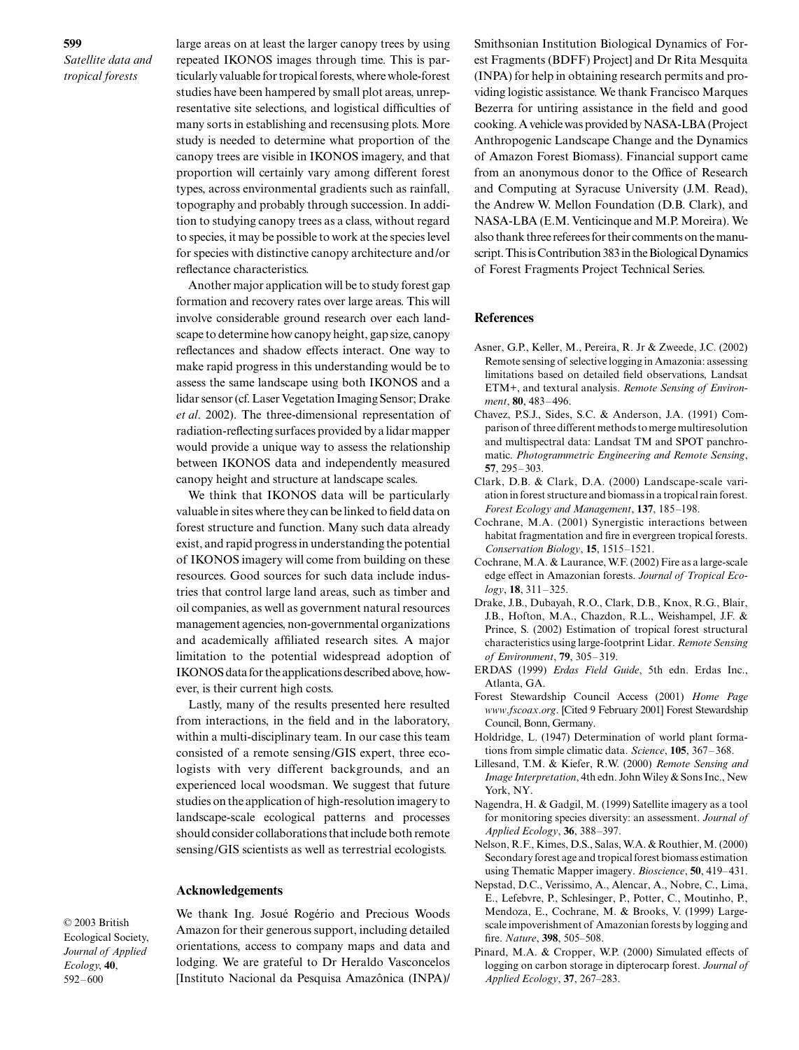large areas on at least the larger canopy trees by using repeated IKONOS images through time. This is particularly valuable for tropical forests, where whole-forest studies have been hampered by small plot areas, unrepresentative site selections, and logistical difficulties of many sorts in establishing and recensusing plots. More study is needed to determine what proportion of the canopy trees are visible in IKONOS imagery, and that proportion will certainly vary among different forest types, across environmental gradients such as rainfall, topography and probably through succession. In addition to studying canopy trees as a class, without regard to species, it may be possible to work at the species level for species with distinctive canopy architecture and/or reflectance characteristics.

Another major application will be to study forest gap formation and recovery rates over large areas. This will involve considerable ground research over each landscape to determine how canopy height, gap size, canopy reflectances and shadow effects interact. One way to make rapid progress in this understanding would be to assess the same landscape using both IKONOS and a lidar sensor (cf. Laser Vegetation Imaging Sensor; Drake *et al*. 2002). The three-dimensional representation of radiation-reflecting surfaces provided by a lidar mapper would provide a unique way to assess the relationship between IKONOS data and independently measured canopy height and structure at landscape scales.

We think that IKONOS data will be particularly valuable in sites where they can be linked to field data on forest structure and function. Many such data already exist, and rapid progress in understanding the potential of IKONOS imagery will come from building on these resources. Good sources for such data include industries that control large land areas, such as timber and oil companies, as well as government natural resources management agencies, non-governmental organizations and academically affiliated research sites. A major limitation to the potential widespread adoption of IKONOS data for the applications described above, however, is their current high costs.

Lastly, many of the results presented here resulted from interactions, in the field and in the laboratory, within a multi-disciplinary team. In our case this team consisted of a remote sensing/GIS expert, three ecologists with very different backgrounds, and an experienced local woodsman. We suggest that future studies on the application of high-resolution imagery to landscape-scale ecological patterns and processes should consider collaborations that include both remote sensing/GIS scientists as well as terrestrial ecologists.

## Acknowledgements

We thank Ing. Josué Rogério and Precious Woods Amazon for their generous support, including detailed orientations, access to company maps and data and lodging. We are grateful to Dr Heraldo Vasconcelos [Instituto Nacional da Pesquisa Amazônica (INPA)/Smithsonian Institution Biological Dynamics of Forest Fragments (BDFF) Project] and Dr Rita Mesquita (INPA) for help in obtaining research permits and providing logistic assistance. We thank Francisco Marques Bezerra for untiring assistance in the field and good cooking. A vehicle was provided by NASA-LBA (Project Anthropogenic Landscape Change and the Dynamics of Amazon Forest Biomass). Financial support came from an anonymous donor to the Office of Research and Computing at Syracuse University (J.M. Read), the Andrew W. Mellon Foundation (D.B. Clark), and NASA-LBA (E.M. Venticinque and M.P. Moreira). We also thank three referees for their comments on the manuscript. This is Contribution 383 in the Biological Dynamics of Forest Fragments Project Technical Series.

## References

Asner, G.P., Keller, M., Pereira, R. Jr & Zweede, J.C. (2002) Remote sensing of selective logging in Amazonia: assessing limitations based on detailed field observations, Landsat ETM+, and textural analysis. *Remote Sensing of Environment*, **80**, 483–496.

Chavez, P.S.J., Sides, S.C. & Anderson, J.A. (1991) Comparison of three different methods to merge multiresolution and multispectral data: Landsat TM and SPOT panchromatic. *Photogrammetric Engineering and Remote Sensing*, **57**, 295–303.

Clark, D.B. & Clark, D.A. (2000) Landscape-scale variation in forest structure and biomass in a tropical rain forest. *Forest Ecology and Management*, **137**, 185–198.

Cochrane, M.A. (2001) Synergistic interactions between habitat fragmentation and fire in evergreen tropical forests. *Conservation Biology*, **15**, 1515–1521.

Cochrane, M.A. & Laurance, W.F. (2002) Fire as a large-scale edge effect in Amazonian forests. *Journal of Tropical Ecology*, **18**, 311–325.

Drake, J.B., Dubayah, R.O., Clark, D.B., Knox, R.G., Blair, J.B., Hofton, M.A., Chazdon, R.L., Weishampel, J.F. & Prince, S. (2002) Estimation of tropical forest structural characteristics using large-footprint Lidar. *Remote Sensing of Environment*, **79**, 305–319.

ERDAS (1999) *Erdas Field Guide*, 5th edn. Erdas Inc., Atlanta, GA.

Forest Stewardship Council Access (2001) *Home Page www.fscoax.org*. [Cited 9 February 2001] Forest Stewardship Council, Bonn, Germany.

Holdridge, L. (1947) Determination of world plant formations from simple climatic data. *Science*, **105**, 367–368.

Lillesand, T.M. & Kiefer, R.W. (2000) *Remote Sensing and Image Interpretation*, 4th edn. John Wiley & Sons Inc., New York, NY.

Nagendra, H. & Gadgil, M. (1999) Satellite imagery as a tool for monitoring species diversity: an assessment. *Journal of Applied Ecology*, **36**, 388–397.

Nelson, R.F., Kimes, D.S., Salas, W.A. & Routhier, M. (2000) Secondary forest age and tropical forest biomass estimation using Thematic Mapper imagery. *Bioscience*, **50**, 419–431.

Nepstad, D.C., Verissimo, A., Alencar, A., Nobre, C., Lima, E., Lefebvre, P., Schlesinger, P., Potter, C., Moutinho, P., Mendoza, E., Cochrane, M. & Brooks, V. (1999) Large-scale impoverishment of Amazonian forests by logging and fire. *Nature*, **398**, 505–508.

Pinard, M.A. & Cropper, W.P. (2000) Simulated effects of logging on carbon storage in dipterocarp forest. *Journal of Applied Ecology*, **37**, 267–283.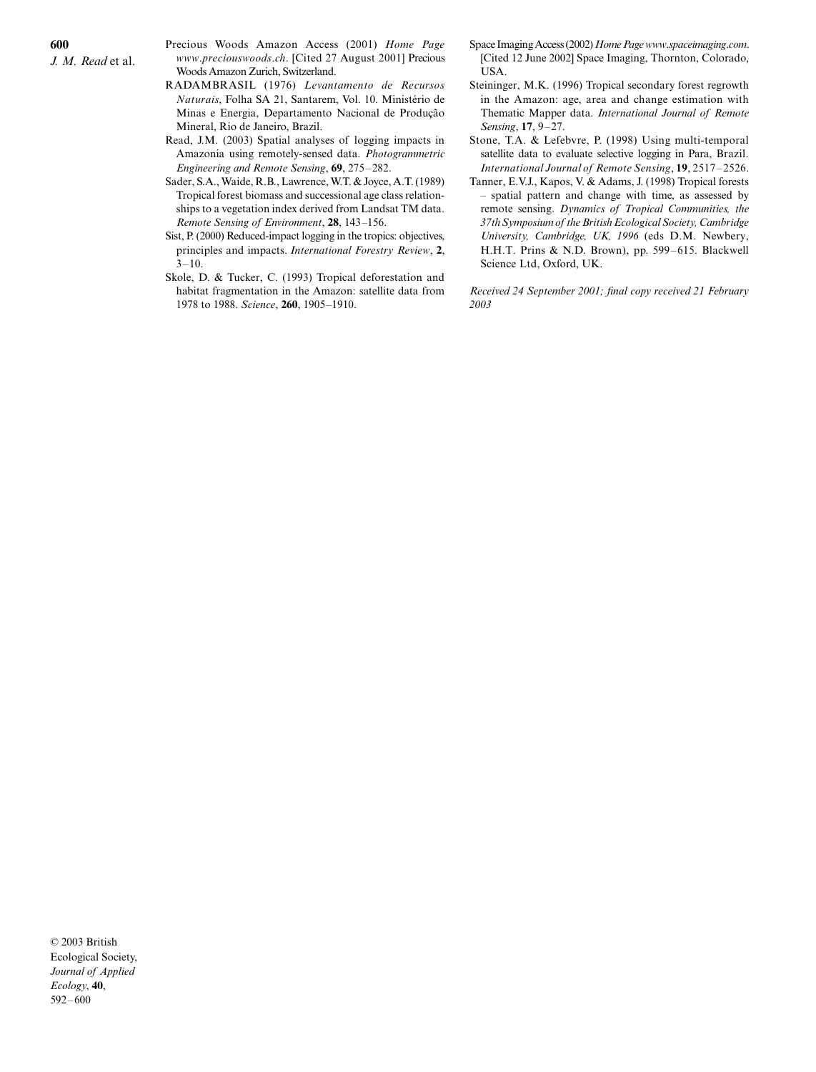Precious Woods Amazon Access (2001) *Home Page www.preciouswoods.ch*. [Cited 27 August 2001] Precious Woods Amazon Zurich, Switzerland.

RADAMBRASIL (1976) *Levantamento de Recursos Naturais*, Folha SA 21, Santarem, Vol. 10. Ministério de Minas e Energia, Departamento Nacional de Produção Mineral, Rio de Janeiro, Brazil.

Read, J.M. (2003) Spatial analyses of logging impacts in Amazonia using remotely-sensed data. *Photogrammetric Engineering and Remote Sensing*, **69**, 275–282.

Sader, S.A., Waide, R.B., Lawrence, W.T. & Joyce, A.T. (1989) Tropical forest biomass and successional age class relationships to a vegetation index derived from Landsat TM data. *Remote Sensing of Environment*, **28**, 143–156.

Sist, P. (2000) Reduced-impact logging in the tropics: objectives, principles and impacts. *International Forestry Review*, **2**, 3–10.

Skole, D. & Tucker, C. (1993) Tropical deforestation and habitat fragmentation in the Amazon: satellite data from 1978 to 1988. *Science*, **260**, 1905–1910.

Space Imaging Access (2002) *Home Page www.spaceimaging.com*. [Cited 12 June 2002] Space Imaging, Thornton, Colorado, USA.

Steininger, M.K. (1996) Tropical secondary forest regrowth in the Amazon: age, area and change estimation with Thematic Mapper data. *International Journal of Remote Sensing*, **17**, 9–27.

Stone, T.A. & Lefebvre, P. (1998) Using multi-temporal satellite data to evaluate selective logging in Para, Brazil. *International Journal of Remote Sensing*, **19**, 2517–2526.

Tanner, E.V.J., Kapos, V. & Adams, J. (1998) Tropical forests – spatial pattern and change with time, as assessed by remote sensing. *Dynamics of Tropical Communities, the 37th Symposium of the British Ecological Society, Cambridge University, Cambridge, UK, 1996* (eds D.M. Newbery, H.H.T. Prins & N.D. Brown), pp. 599–615. Blackwell Science Ltd, Oxford, UK.

*Received 24 September 2001; final copy received 21 February 2003*